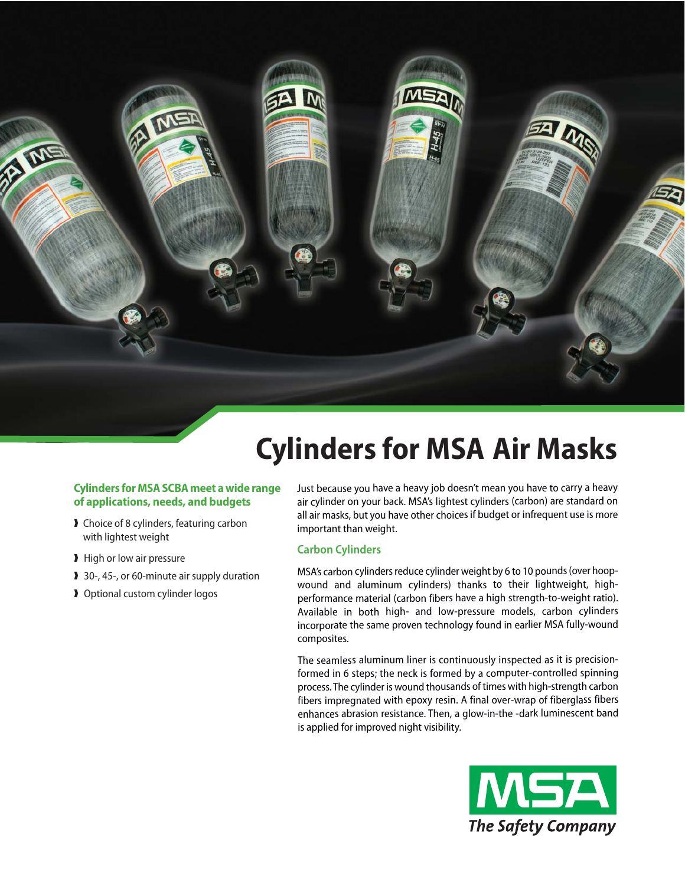# Cylinders for MSA Air Masks

**Cylinders for MSA SCBA meet a wide range of applications, needs, and budgets**

- Choice of 8 cylinders, featuring carbon with lightest weight
- High or low air pressure
- 30-, 45-, or 60-minute air supply duration
- Optional custom cylinder logos

Just because you have a heavy job doesn't mean you have to carry a heavy air cylinder on your back. MSA's lightest cylinders (carbon) are standard on all air masks, but you have other choices if budget or infrequent use is more important than weight.

## Carbon Cylinders

MSA's carbon cylinders reduce cylinder weight by 6 to 10 pounds (over hoop-wound and aluminum cylinders) thanks to their lightweight, high-performance material (carbon fibers have a high strength-to-weight ratio). Available in both high- and low-pressure models, carbon cylinders incorporate the same proven technology found in earlier MSA fully-wound composites.

The seamless aluminum liner is continuously inspected as it is precision-formed in 6 steps; the neck is formed by a computer-controlled spinning process. The cylinder is wound thousands of times with high-strength carbon fibers impregnated with epoxy resin. A final over-wrap of fiberglass fibers enhances abrasion resistance. Then, a glow-in-the -dark luminescent band is applied for improved night visibility.

MSA
*The Safety Company*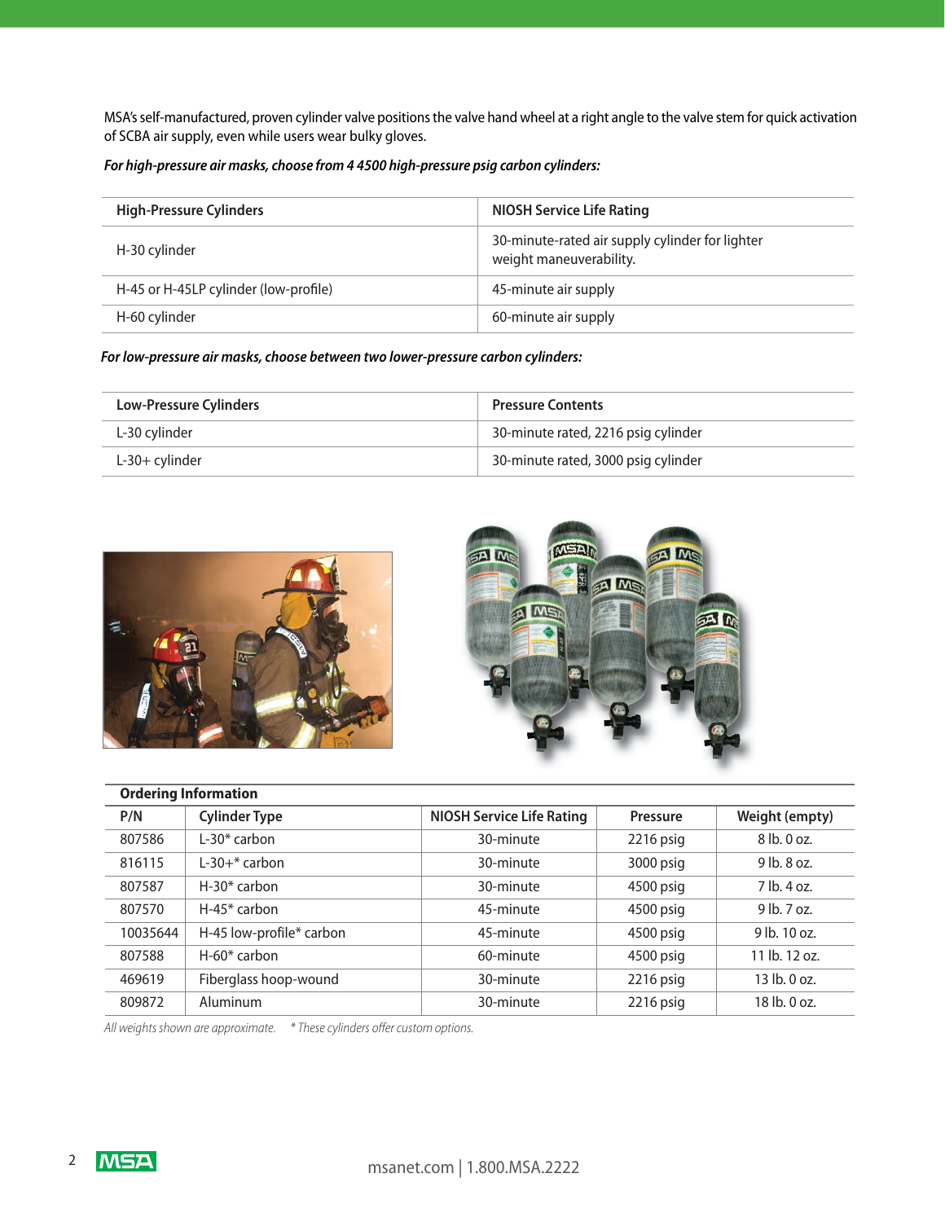MSA's self-manufactured, proven cylinder valve positions the valve hand wheel at a right angle to the valve stem for quick activation of SCBA air supply, even while users wear bulky gloves.

***For high-pressure air masks, choose from 4 4500 high-pressure psig carbon cylinders:***

| High-Pressure Cylinders | NIOSH Service Life Rating |
| --- | --- |
| H-30 cylinder | 30-minute-rated air supply cylinder for lighter weight maneuverability. |
| H-45 or H-45LP cylinder (low-profile) | 45-minute air supply |
| H-60 cylinder | 60-minute air supply |

***For low-pressure air masks, choose between two lower-pressure carbon cylinders:***

| Low-Pressure Cylinders | Pressure Contents |
| --- | --- |
| L-30 cylinder | 30-minute rated, 2216 psig cylinder |
| L-30+ cylinder | 30-minute rated, 3000 psig cylinder |

**Ordering Information**

| P/N | Cylinder Type | NIOSH Service Life Rating | Pressure | Weight (empty) |
| --- | --- | --- | --- | --- |
| 807586 | L-30* carbon | 30-minute | 2216 psig | 8 lb. 0 oz. |
| 816115 | L-30+* carbon | 30-minute | 3000 psig | 9 lb. 8 oz. |
| 807587 | H-30* carbon | 30-minute | 4500 psig | 7 lb. 4 oz. |
| 807570 | H-45* carbon | 45-minute | 4500 psig | 9 lb. 7 oz. |
| 10035644 | H-45 low-profile* carbon | 45-minute | 4500 psig | 9 lb. 10 oz. |
| 807588 | H-60* carbon | 60-minute | 4500 psig | 11 lb. 12 oz. |
| 469619 | Fiberglass hoop-wound | 30-minute | 2216 psig | 13 lb. 0 oz. |
| 809872 | Aluminum | 30-minute | 2216 psig | 18 lb. 0 oz. |

*All weights shown are approximate.* &nbsp;&nbsp; ** These cylinders offer custom options.*

msanet.com | 1.800.MSA.2222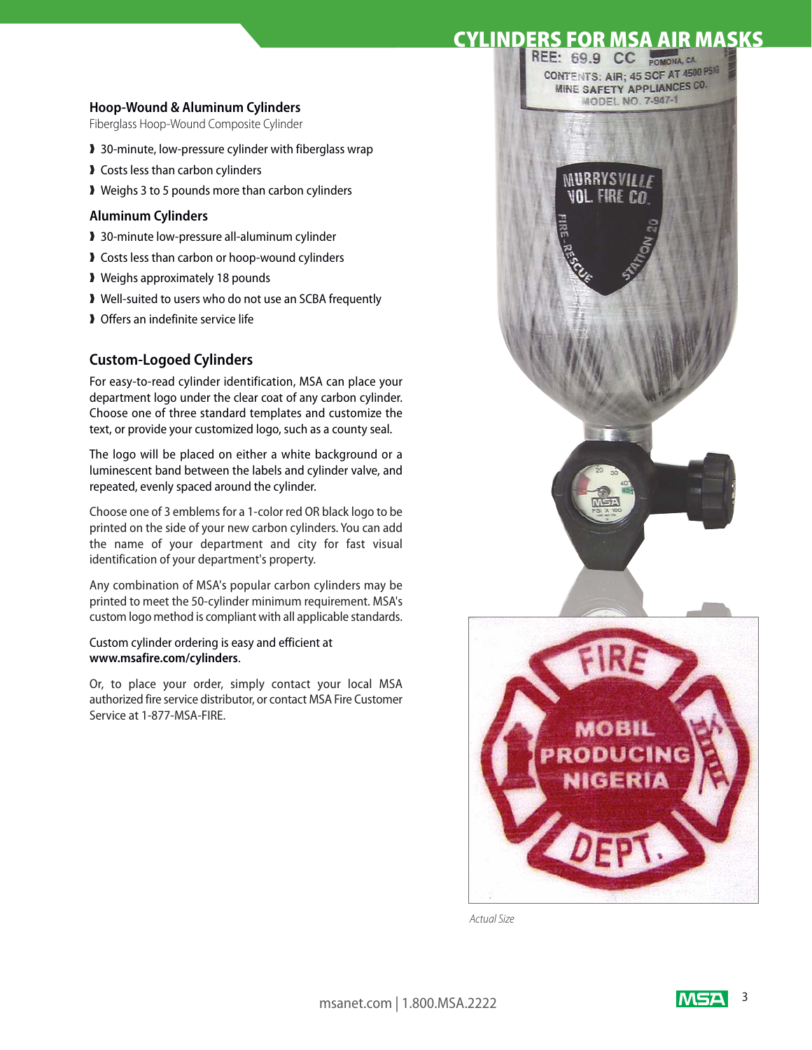# CYLINDERS FOR MSA AIR MASKS

### Hoop-Wound & Aluminum Cylinders

Fiberglass Hoop-Wound Composite Cylinder

- 30-minute, low-pressure cylinder with fiberglass wrap
- Costs less than carbon cylinders
- Weighs 3 to 5 pounds more than carbon cylinders

### Aluminum Cylinders

- 30-minute low-pressure all-aluminum cylinder
- Costs less than carbon or hoop-wound cylinders
- Weighs approximately 18 pounds
- Well-suited to users who do not use an SCBA frequently
- Offers an indefinite service life

## Custom-Logoed Cylinders

For easy-to-read cylinder identification, MSA can place your department logo under the clear coat of any carbon cylinder. Choose one of three standard templates and customize the text, or provide your customized logo, such as a county seal.

The logo will be placed on either a white background or a luminescent band between the labels and cylinder valve, and repeated, evenly spaced around the cylinder.

Choose one of 3 emblems for a 1-color red OR black logo to be printed on the side of your new carbon cylinders. You can add the name of your department and city for fast visual identification of your department's property.

Any combination of MSA's popular carbon cylinders may be printed to meet the 50-cylinder minimum requirement. MSA's custom logo method is compliant with all applicable standards.

Custom cylinder ordering is easy and efficient at **www.msafire.com/cylinders**.

Or, to place your order, simply contact your local MSA authorized fire service distributor, or contact MSA Fire Customer Service at 1-877-MSA-FIRE.

*Actual Size*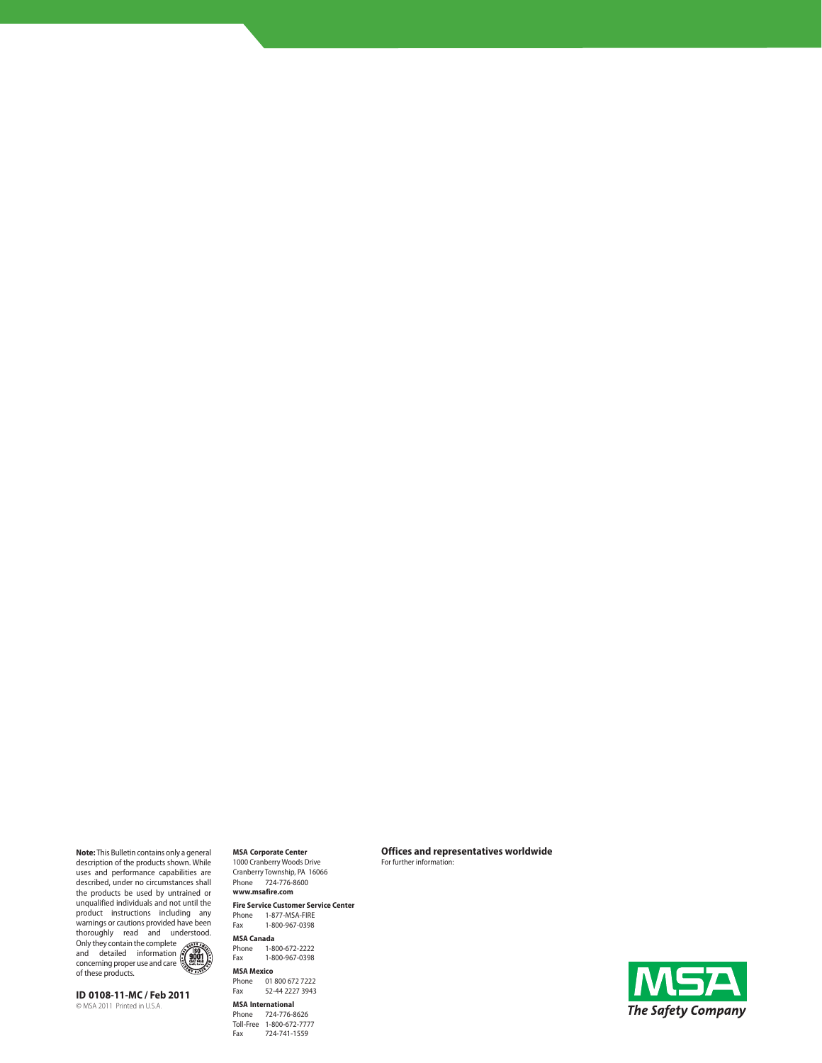**Note:** This Bulletin contains only a general description of the products shown. While uses and performance capabilities are described, under no circumstances shall the products be used by untrained or unqualified individuals and not until the product instructions including any warnings or cautions provided have been thoroughly read and understood. Only they contain the complete and detailed information concerning proper use and care of these products.

**ID 0108-11-MC / Feb 2011**
© MSA 2011 Printed in U.S.A.

**MSA Corporate Center**
1000 Cranberry Woods Drive
Cranberry Township, PA 16066
Phone 724-776-8600
**www.msafire.com**

**Fire Service Customer Service Center**
Phone 1-877-MSA-FIRE
Fax 1-800-967-0398

**MSA Canada**
Phone 1-800-672-2222
Fax 1-800-967-0398

**MSA Mexico**
Phone 01 800 672 7222
Fax 52-44 2227 3943

**MSA International**
Phone 724-776-8626
Toll-Free 1-800-672-7777
Fax 724-741-1559

**Offices and representatives worldwide**
For further information:

MSA
*The Safety Company*